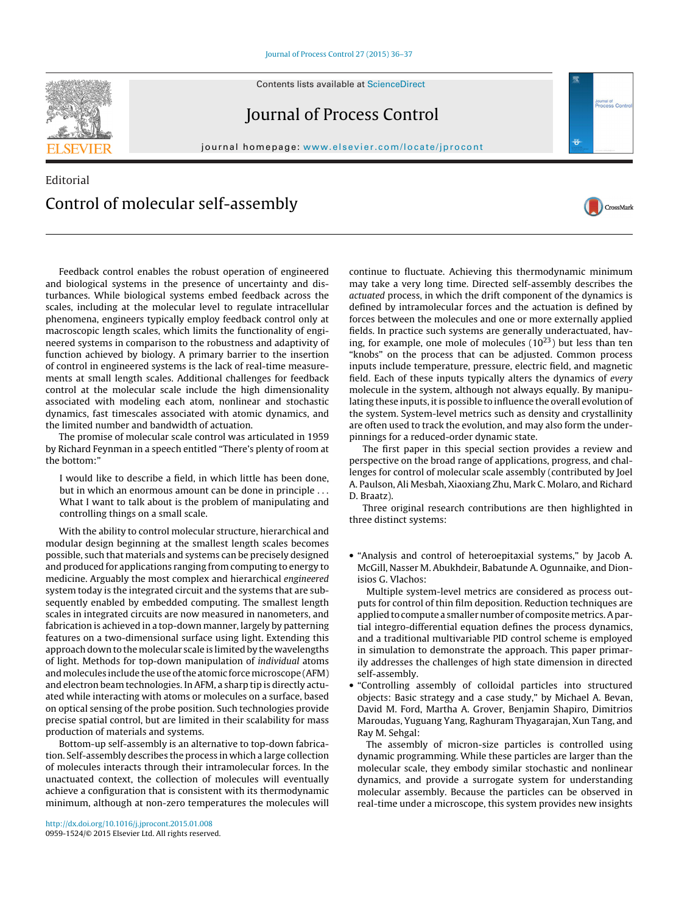Editorial

# Control of molecular self-assembly

Feedback control enables the robust operation of engineered and biological systems in the presence of uncertainty and disturbances. While biological systems embed feedback across the scales, including at the molecular level to regulate intracellular phenomena, engineers typically employ feedback control only at macroscopic length scales, which limits the functionality of engineered systems in comparison to the robustness and adaptivity of function achieved by biology. A primary barrier to the insertion of control in engineered systems is the lack of real-time measurements at small length scales. Additional challenges for feedback control at the molecular scale include the high dimensionality associated with modeling each atom, nonlinear and stochastic dynamics, fast timescales associated with atomic dynamics, and the limited number and bandwidth of actuation.

The promise of molecular scale control was articulated in 1959 by Richard Feynman in a speech entitled "There's plenty of room at the bottom:"

> I would like to describe a field, in which little has been done, but in which an enormous amount can be done in principle . . . What I want to talk about is the problem of manipulating and controlling things on a small scale.

With the ability to control molecular structure, hierarchical and modular design beginning at the smallest length scales becomes possible, such that materials and systems can be precisely designed and produced for applications ranging from computing to energy to medicine. Arguably the most complex and hierarchical *engineered* system today is the integrated circuit and the systems that are subsequently enabled by embedded computing. The smallest length scales in integrated circuits are now measured in nanometers, and fabrication is achieved in a top-down manner, largely by patterning features on a two-dimensional surface using light. Extending this approach down to the molecular scale is limited by the wavelengths of light. Methods for top-down manipulation of *individual* atoms and molecules include the use of the atomic force microscope (AFM) and electron beam technologies. In AFM, a sharp tip is directly actuated while interacting with atoms or molecules on a surface, based on optical sensing of the probe position. Such technologies provide precise spatial control, but are limited in their scalability for mass production of materials and systems.

Bottom-up self-assembly is an alternative to top-down fabrication. Self-assembly describes the process in which a large collection of molecules interacts through their intramolecular forces. In the unactuated context, the collection of molecules will eventually achieve a configuration that is consistent with its thermodynamic minimum, although at non-zero temperatures the molecules will continue to fluctuate. Achieving this thermodynamic minimum may take a very long time. Directed self-assembly describes the *actuated* process, in which the drift component of the dynamics is defined by intramolecular forces and the actuation is defined by forces between the molecules and one or more externally applied fields. In practice such systems are generally underactuated, having, for example, one mole of molecules ($10^{23}$) but less than ten "knobs" on the process that can be adjusted. Common process inputs include temperature, pressure, electric field, and magnetic field. Each of these inputs typically alters the dynamics of *every* molecule in the system, although not always equally. By manipulating these inputs, it is possible to influence the overall evolution of the system. System-level metrics such as density and crystallinity are often used to track the evolution, and may also form the underpinnings for a reduced-order dynamic state.

The first paper in this special section provides a review and perspective on the broad range of applications, progress, and challenges for control of molecular scale assembly (contributed by Joel A. Paulson, Ali Mesbah, Xiaoxiang Zhu, Mark C. Molaro, and Richard D. Braatz).

Three original research contributions are then highlighted in three distinct systems:

- "Analysis and control of heteroepitaxial systems," by Jacob A. McGill, Nasser M. Abukhdeir, Babatunde A. Ogunnaike, and Dionisios G. Vlachos:

  Multiple system-level metrics are considered as process outputs for control of thin film deposition. Reduction techniques are applied to compute a smaller number of composite metrics. A partial integro-differential equation defines the process dynamics, and a traditional multivariable PID control scheme is employed in simulation to demonstrate the approach. This paper primarily addresses the challenges of high state dimension in directed self-assembly.

- "Controlling assembly of colloidal particles into structured objects: Basic strategy and a case study," by Michael A. Bevan, David M. Ford, Martha A. Grover, Benjamin Shapiro, Dimitrios Maroudas, Yuguang Yang, Raghuram Thyagarajan, Xun Tang, and Ray M. Sehgal:

  The assembly of micron-size particles is controlled using dynamic programming. While these particles are larger than the molecular scale, they embody similar stochastic and nonlinear dynamics, and provide a surrogate system for understanding molecular assembly. Because the particles can be observed in real-time under a microscope, this system provides new insights

http://dx.doi.org/10.1016/j.jprocont.2015.01.008
0959-1524/© 2015 Elsevier Ltd. All rights reserved.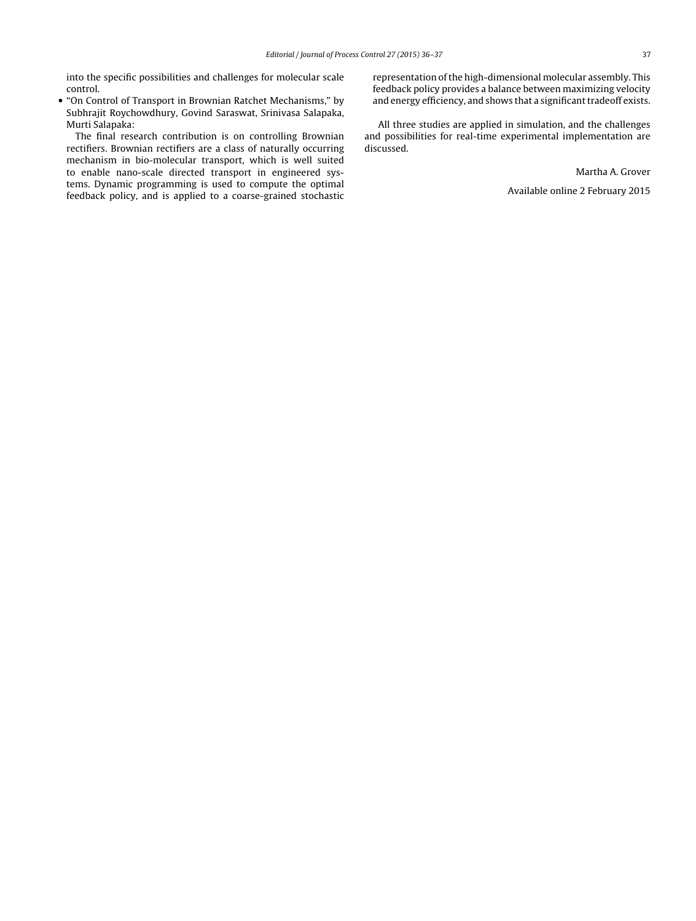into the specific possibilities and challenges for molecular scale control.

- "On Control of Transport in Brownian Ratchet Mechanisms," by Subhrajit Roychowdhury, Govind Saraswat, Srinivasa Salapaka, Murti Salapaka:

  The final research contribution is on controlling Brownian rectifiers. Brownian rectifiers are a class of naturally occurring mechanism in bio-molecular transport, which is well suited to enable nano-scale directed transport in engineered systems. Dynamic programming is used to compute the optimal feedback policy, and is applied to a coarse-grained stochastic representation of the high-dimensional molecular assembly. This feedback policy provides a balance between maximizing velocity and energy efficiency, and shows that a significant tradeoff exists.

All three studies are applied in simulation, and the challenges and possibilities for real-time experimental implementation are discussed.

Martha A. Grover

Available online 2 February 2015